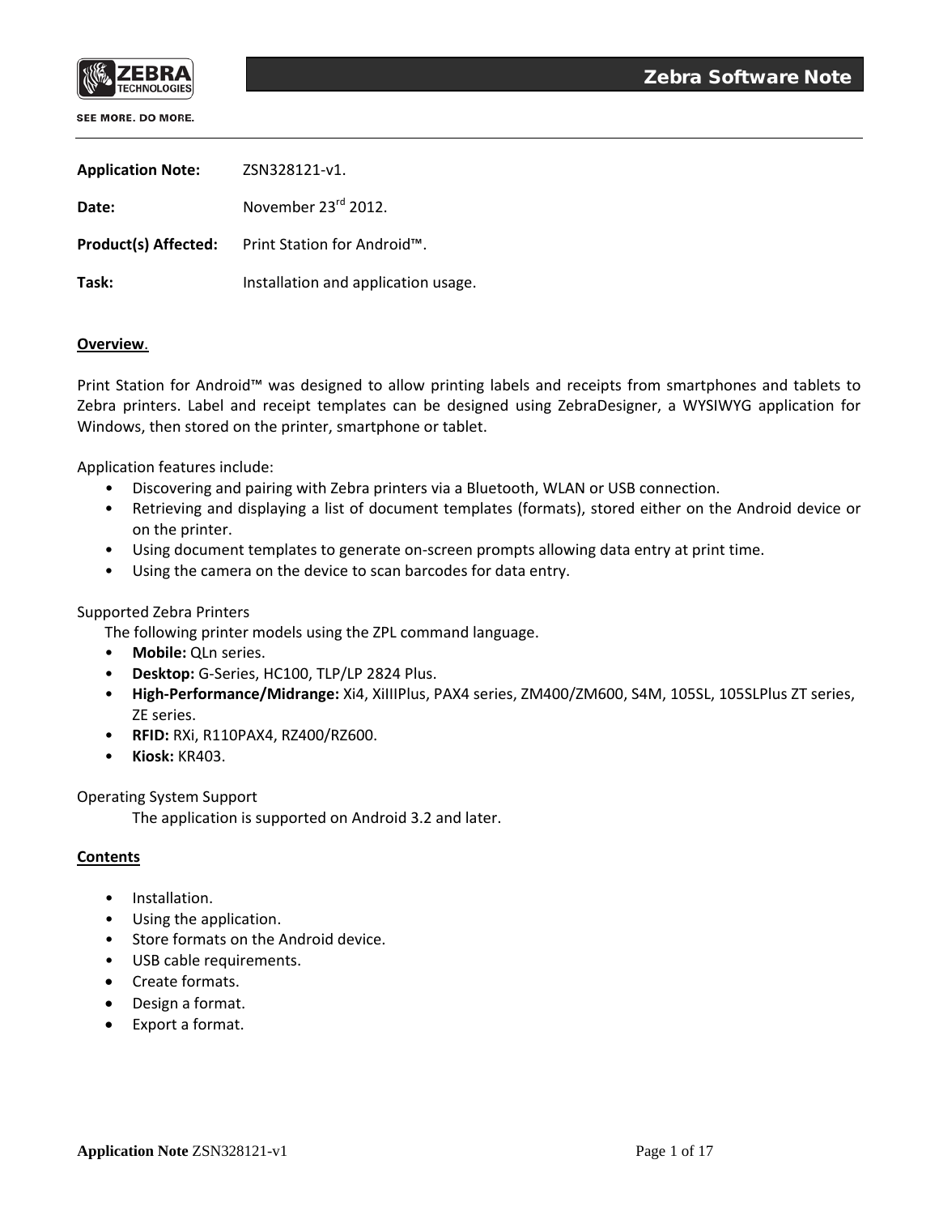**Zebra Software Note**

**Application Note:** ZSN328121-v1.

**Date:** November 23rd 2012.

**Product(s) Affected:** Print Station for Android™.

**Task:** Installation and application usage.

## Overview.

Print Station for Android™ was designed to allow printing labels and receipts from smartphones and tablets to Zebra printers. Label and receipt templates can be designed using ZebraDesigner, a WYSIWYG application for Windows, then stored on the printer, smartphone or tablet.

Application features include:

- Discovering and pairing with Zebra printers via a Bluetooth, WLAN or USB connection.
- Retrieving and displaying a list of document templates (formats), stored either on the Android device or on the printer.
- Using document templates to generate on-screen prompts allowing data entry at print time.
- Using the camera on the device to scan barcodes for data entry.

Supported Zebra Printers

The following printer models using the ZPL command language.

- **Mobile:** QLn series.
- **Desktop:** G-Series, HC100, TLP/LP 2824 Plus.
- **High-Performance/Midrange:** Xi4, XiIIIPlus, PAX4 series, ZM400/ZM600, S4M, 105SL, 105SLPlus ZT series, ZE series.
- **RFID:** RXi, R110PAX4, RZ400/RZ600.
- **Kiosk:** KR403.

Operating System Support

The application is supported on Android 3.2 and later.

## Contents

- Installation.
- Using the application.
- Store formats on the Android device.
- USB cable requirements.
- Create formats.
- Design a format.
- Export a format.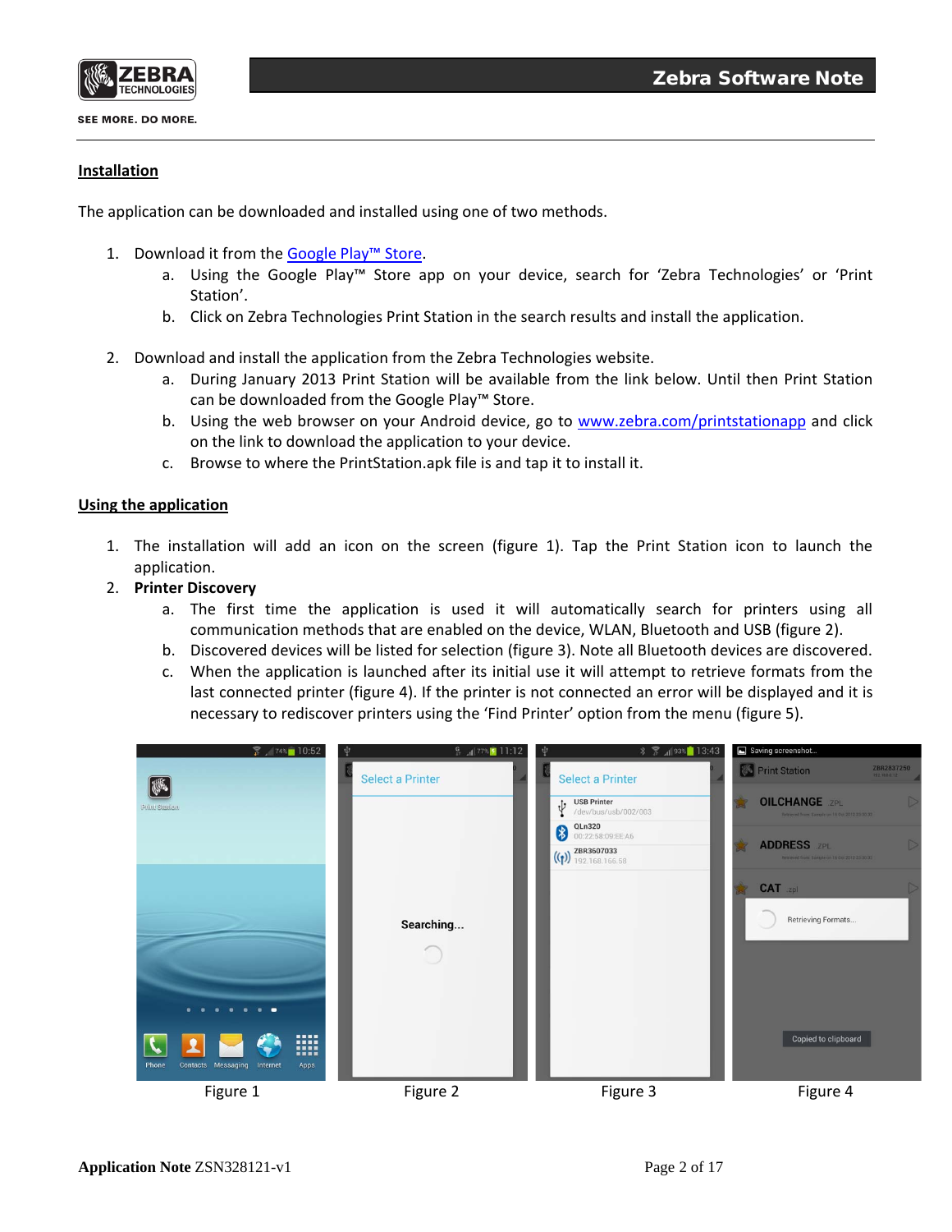## Installation

The application can be downloaded and installed using one of two methods.

1. Download it from the Google Play™ Store.
    a. Using the Google Play™ Store app on your device, search for 'Zebra Technologies' or 'Print Station'.
    b. Click on Zebra Technologies Print Station in the search results and install the application.

2. Download and install the application from the Zebra Technologies website.
    a. During January 2013 Print Station will be available from the link below. Until then Print Station can be downloaded from the Google Play™ Store.
    b. Using the web browser on your Android device, go to www.zebra.com/printstationapp and click on the link to download the application to your device.
    c. Browse to where the PrintStation.apk file is and tap it to install it.

## Using the application

1. The installation will add an icon on the screen (figure 1). Tap the Print Station icon to launch the application.
2. **Printer Discovery**
    a. The first time the application is used it will automatically search for printers using all communication methods that are enabled on the device, WLAN, Bluetooth and USB (figure 2).
    b. Discovered devices will be listed for selection (figure 3). Note all Bluetooth devices are discovered.
    c. When the application is launched after its initial use it will attempt to retrieve formats from the last connected printer (figure 4). If the printer is not connected an error will be displayed and it is necessary to rediscover printers using the 'Find Printer' option from the menu (figure 5).

Figure 1 Figure 2 Figure 3 Figure 4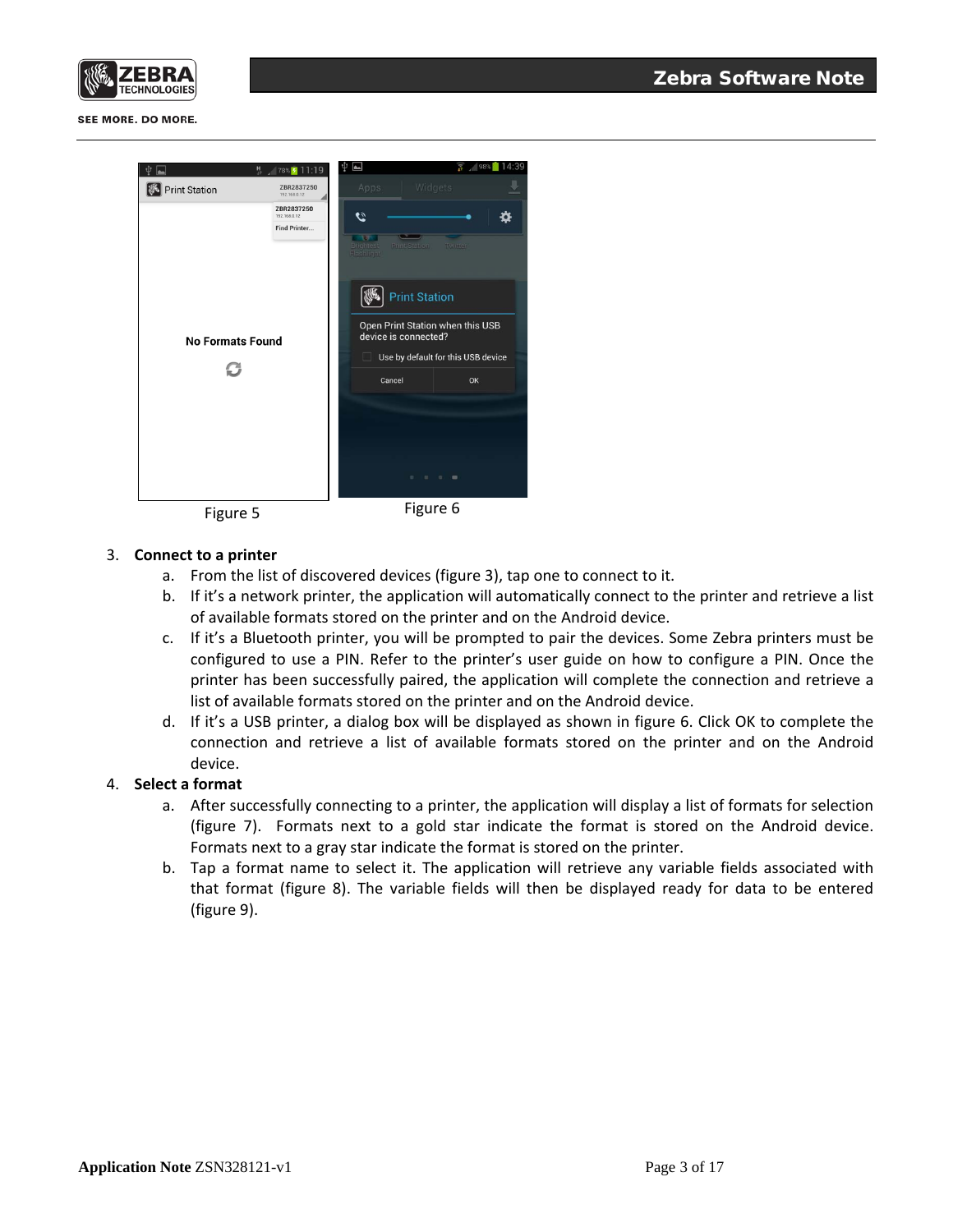Figure 5

Figure 6

3. **Connect to a printer**
    a. From the list of discovered devices (figure 3), tap one to connect to it.
    b. If it's a network printer, the application will automatically connect to the printer and retrieve a list of available formats stored on the printer and on the Android device.
    c. If it's a Bluetooth printer, you will be prompted to pair the devices. Some Zebra printers must be configured to use a PIN. Refer to the printer's user guide on how to configure a PIN. Once the printer has been successfully paired, the application will complete the connection and retrieve a list of available formats stored on the printer and on the Android device.
    d. If it's a USB printer, a dialog box will be displayed as shown in figure 6. Click OK to complete the connection and retrieve a list of available formats stored on the printer and on the Android device.
4. **Select a format**
    a. After successfully connecting to a printer, the application will display a list of formats for selection (figure 7). Formats next to a gold star indicate the format is stored on the Android device. Formats next to a gray star indicate the format is stored on the printer.
    b. Tap a format name to select it. The application will retrieve any variable fields associated with that format (figure 8). The variable fields will then be displayed ready for data to be entered (figure 9).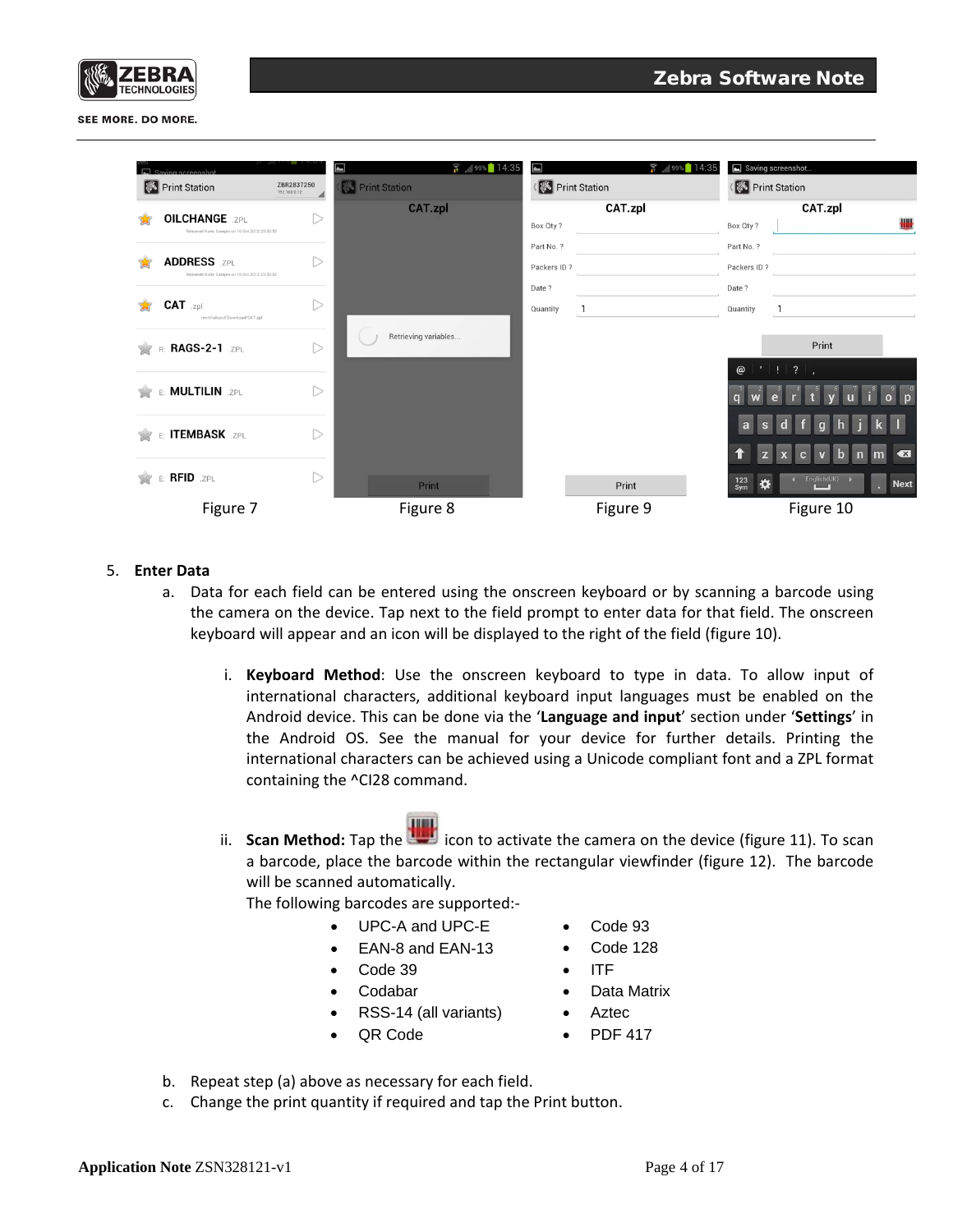Figure 7 Figure 8 Figure 9 Figure 10

5. **Enter Data**

   a. Data for each field can be entered using the onscreen keyboard or by scanning a barcode using the camera on the device. Tap next to the field prompt to enter data for that field. The onscreen keyboard will appear and an icon will be displayed to the right of the field (figure 10).

      i. **Keyboard Method**: Use the onscreen keyboard to type in data. To allow input of international characters, additional keyboard input languages must be enabled on the Android device. This can be done via the '**Language and input**' section under '**Settings**' in the Android OS. See the manual for your device for further details. Printing the international characters can be achieved using a Unicode compliant font and a ZPL format containing the ^CI28 command.

      ii. **Scan Method:** Tap the icon to activate the camera on the device (figure 11). To scan a barcode, place the barcode within the rectangular viewfinder (figure 12). The barcode will be scanned automatically.
      The following barcodes are supported:-

      - UPC-A and UPC-E
      - EAN-8 and EAN-13
      - Code 39
      - Codabar
      - RSS-14 (all variants)
      - QR Code
      - Code 93
      - Code 128
      - ITF
      - Data Matrix
      - Aztec
      - PDF 417

   b. Repeat step (a) above as necessary for each field.

   c. Change the print quantity if required and tap the Print button.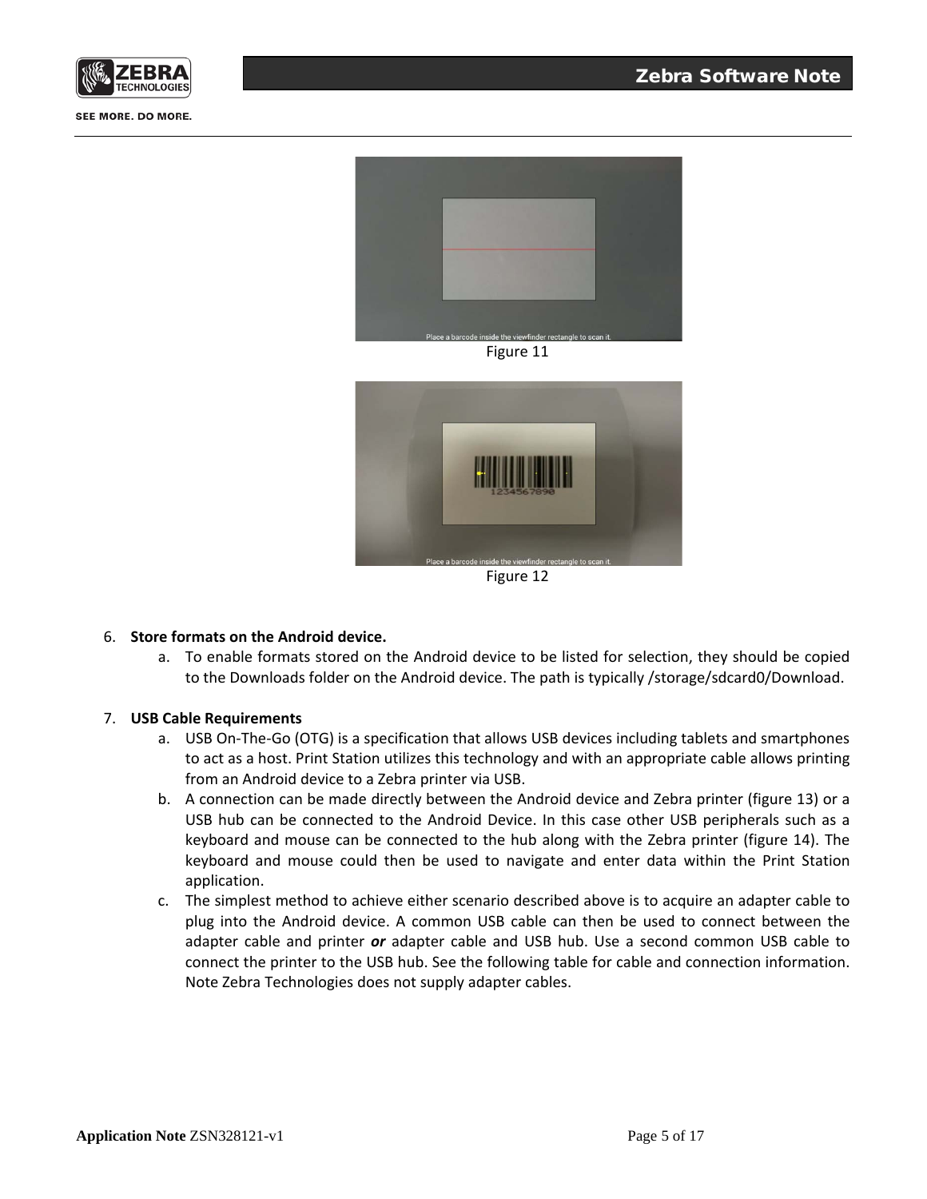Figure 11

Figure 12

6. **Store formats on the Android device.**
    a. To enable formats stored on the Android device to be listed for selection, they should be copied to the Downloads folder on the Android device. The path is typically /storage/sdcard0/Download.

7. **USB Cable Requirements**
    a. USB On-The-Go (OTG) is a specification that allows USB devices including tablets and smartphones to act as a host. Print Station utilizes this technology and with an appropriate cable allows printing from an Android device to a Zebra printer via USB.
    b. A connection can be made directly between the Android device and Zebra printer (figure 13) or a USB hub can be connected to the Android Device. In this case other USB peripherals such as a keyboard and mouse can be connected to the hub along with the Zebra printer (figure 14). The keyboard and mouse could then be used to navigate and enter data within the Print Station application.
    c. The simplest method to achieve either scenario described above is to acquire an adapter cable to plug into the Android device. A common USB cable can then be used to connect between the adapter cable and printer ***or*** adapter cable and USB hub. Use a second common USB cable to connect the printer to the USB hub. See the following table for cable and connection information. Note Zebra Technologies does not supply adapter cables.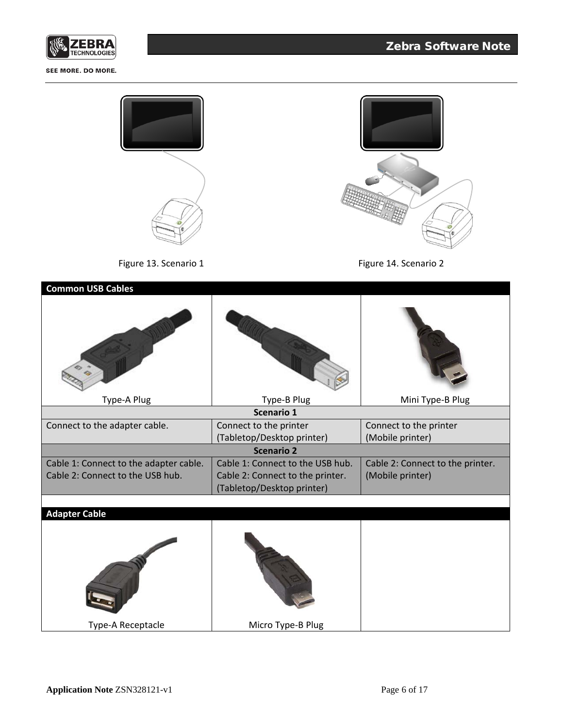Figure 13. Scenario 1

Figure 14. Scenario 2

| Common USB Cables | | |
|---|---|---|
| Type-A Plug | Type-B Plug | Mini Type-B Plug |
| **Scenario 1** | | |
| Connect to the adapter cable. | Connect to the printer (Tabletop/Desktop printer) | Connect to the printer (Mobile printer) |
| **Scenario 2** | | |
| Cable 1: Connect to the adapter cable.<br>Cable 2: Connect to the USB hub. | Cable 1: Connect to the USB hub.<br>Cable 2: Connect to the printer. (Tabletop/Desktop printer) | Cable 2: Connect to the printer. (Mobile printer) |

| Adapter Cable | | |
|---|---|---|
| Type-A Receptacle | Micro Type-B Plug | |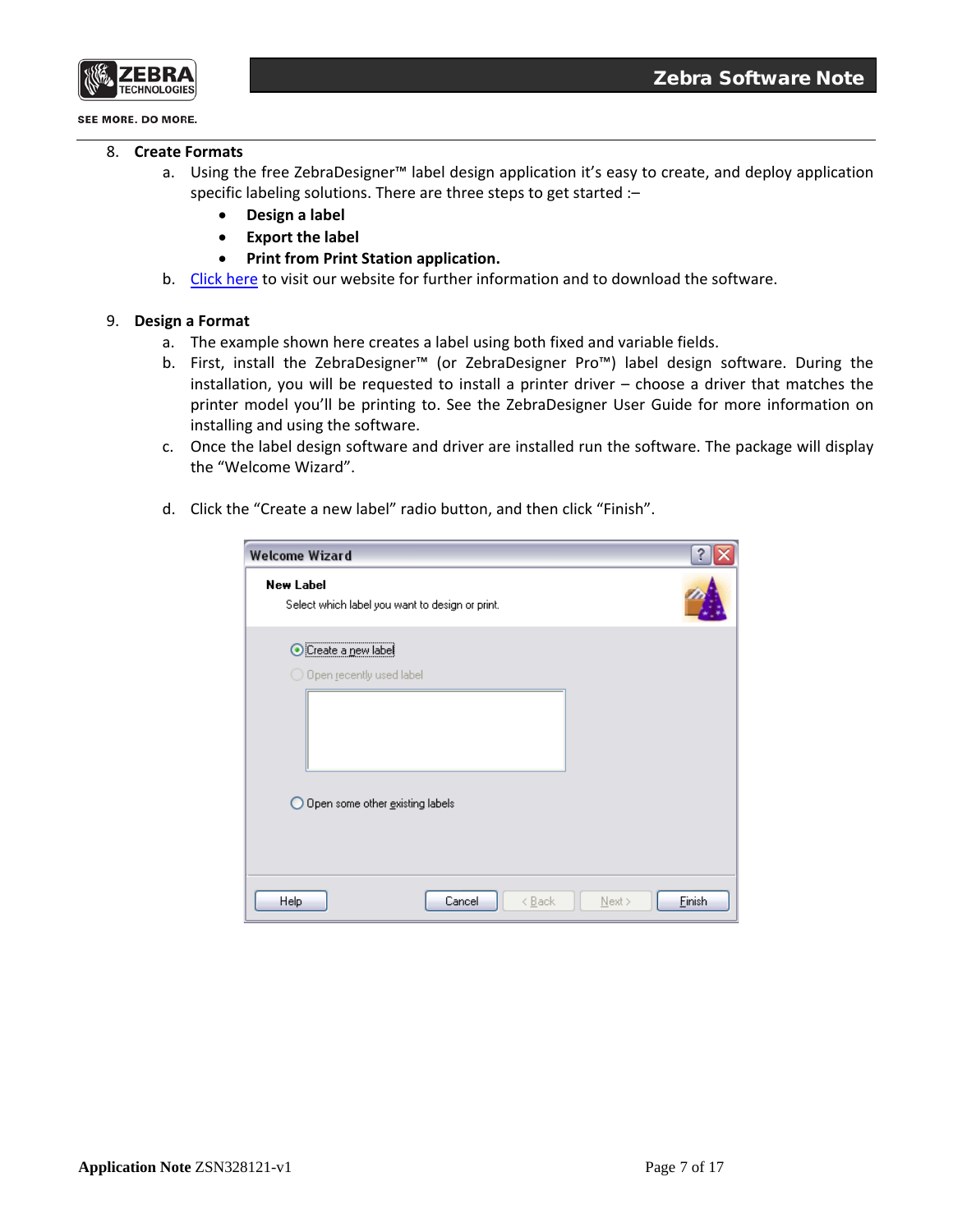8. **Create Formats**
    a. Using the free ZebraDesigner™ label design application it's easy to create, and deploy application specific labeling solutions. There are three steps to get started :–
        - **Design a label**
        - **Export the label**
        - **Print from Print Station application.**
    b. Click here to visit our website for further information and to download the software.

9. **Design a Format**
    a. The example shown here creates a label using both fixed and variable fields.
    b. First, install the ZebraDesigner™ (or ZebraDesigner Pro™) label design software. During the installation, you will be requested to install a printer driver – choose a driver that matches the printer model you'll be printing to. See the ZebraDesigner User Guide for more information on installing and using the software.
    c. Once the label design software and driver are installed run the software. The package will display the "Welcome Wizard".
    d. Click the "Create a new label" radio button, and then click "Finish".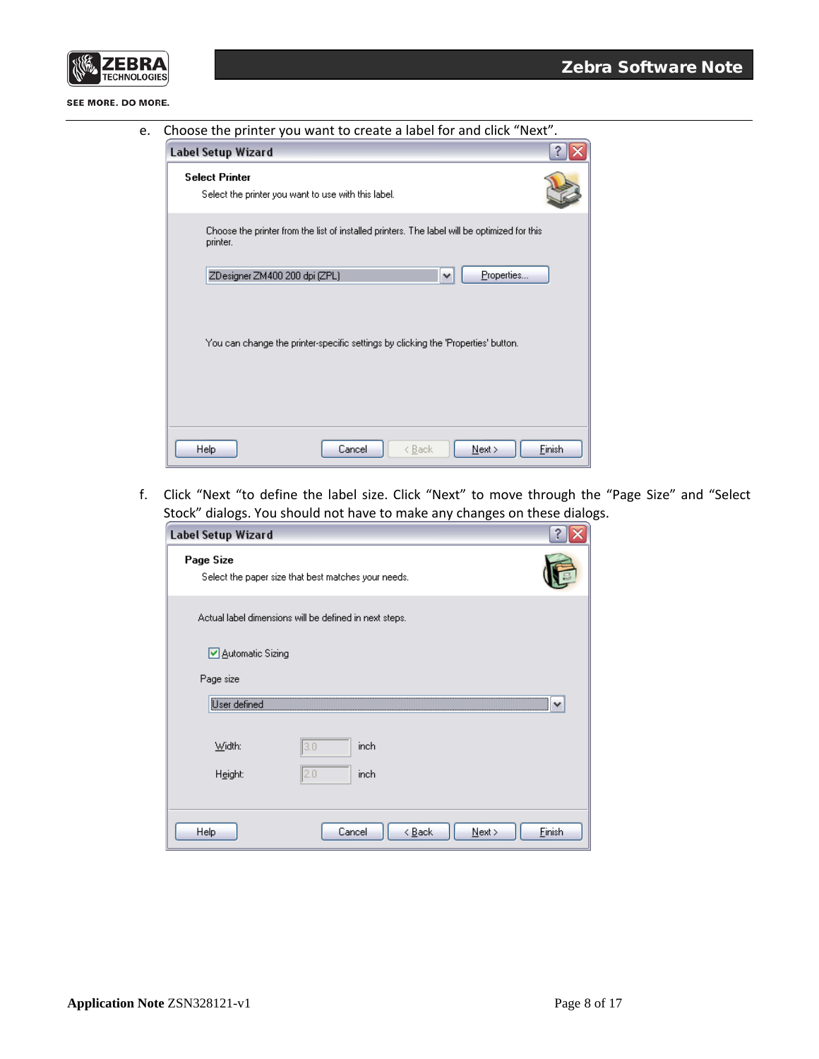e. Choose the printer you want to create a label for and click “Next”.

**Label Setup Wizard**

**Select Printer**

Select the printer you want to use with this label.

Choose the printer from the list of installed printers. The label will be optimized for this printer.

ZDesigner ZM400 200 dpi (ZPL) | Properties...

You can change the printer-specific settings by clicking the 'Properties' button.

Help | Cancel | < Back | Next > | Finish

f. Click “Next “to define the label size. Click “Next” to move through the “Page Size” and “Select Stock” dialogs. You should not have to make any changes on these dialogs.

**Label Setup Wizard**

**Page Size**

Select the paper size that best matches your needs.

Actual label dimensions will be defined in next steps.

☑ Automatic Sizing

Page size

User defined

Width: 3.0 inch

Height: 2.0 inch

Help | Cancel | < Back | Next > | Finish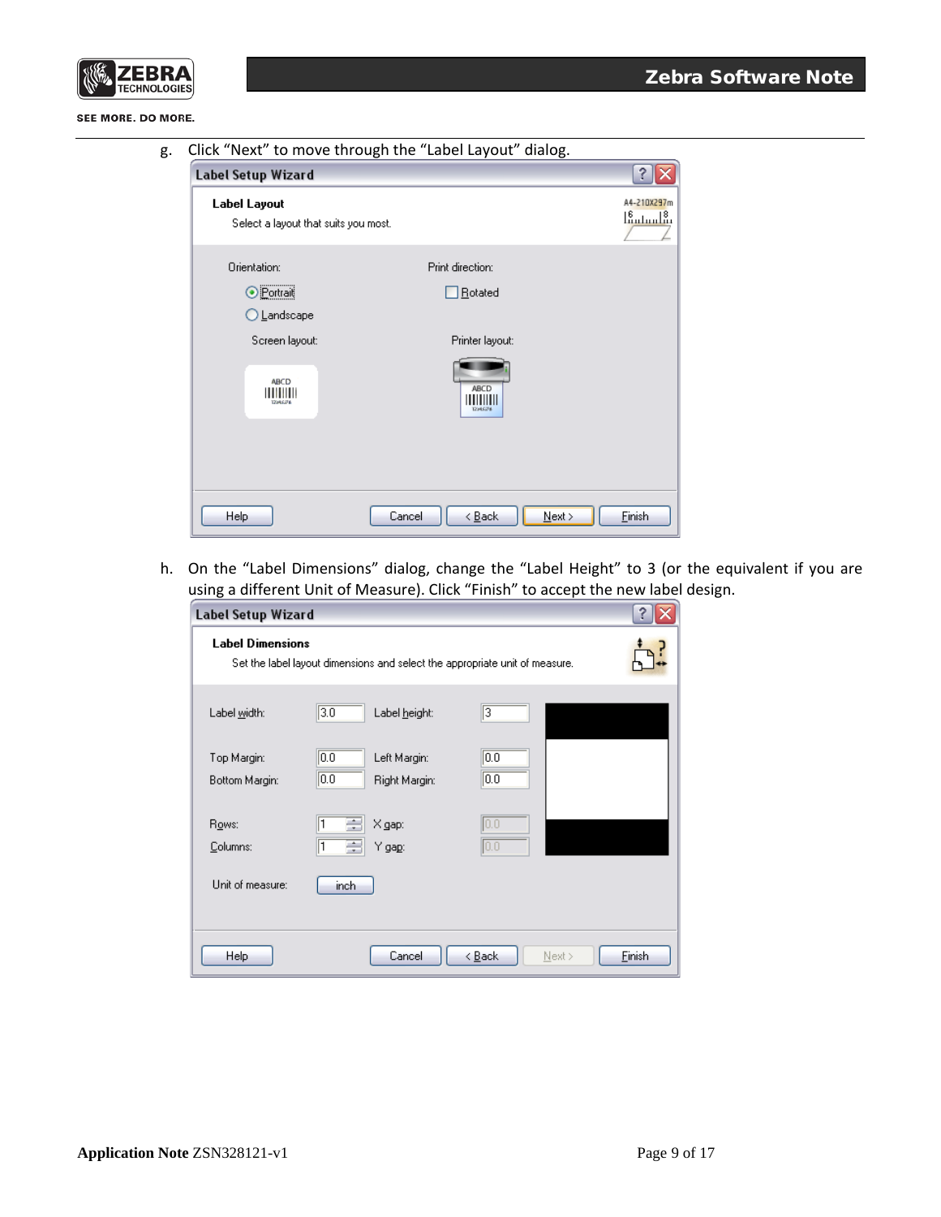g. Click "Next" to move through the "Label Layout" dialog.

h. On the "Label Dimensions" dialog, change the "Label Height" to 3 (or the equivalent if you are using a different Unit of Measure). Click "Finish" to accept the new label design.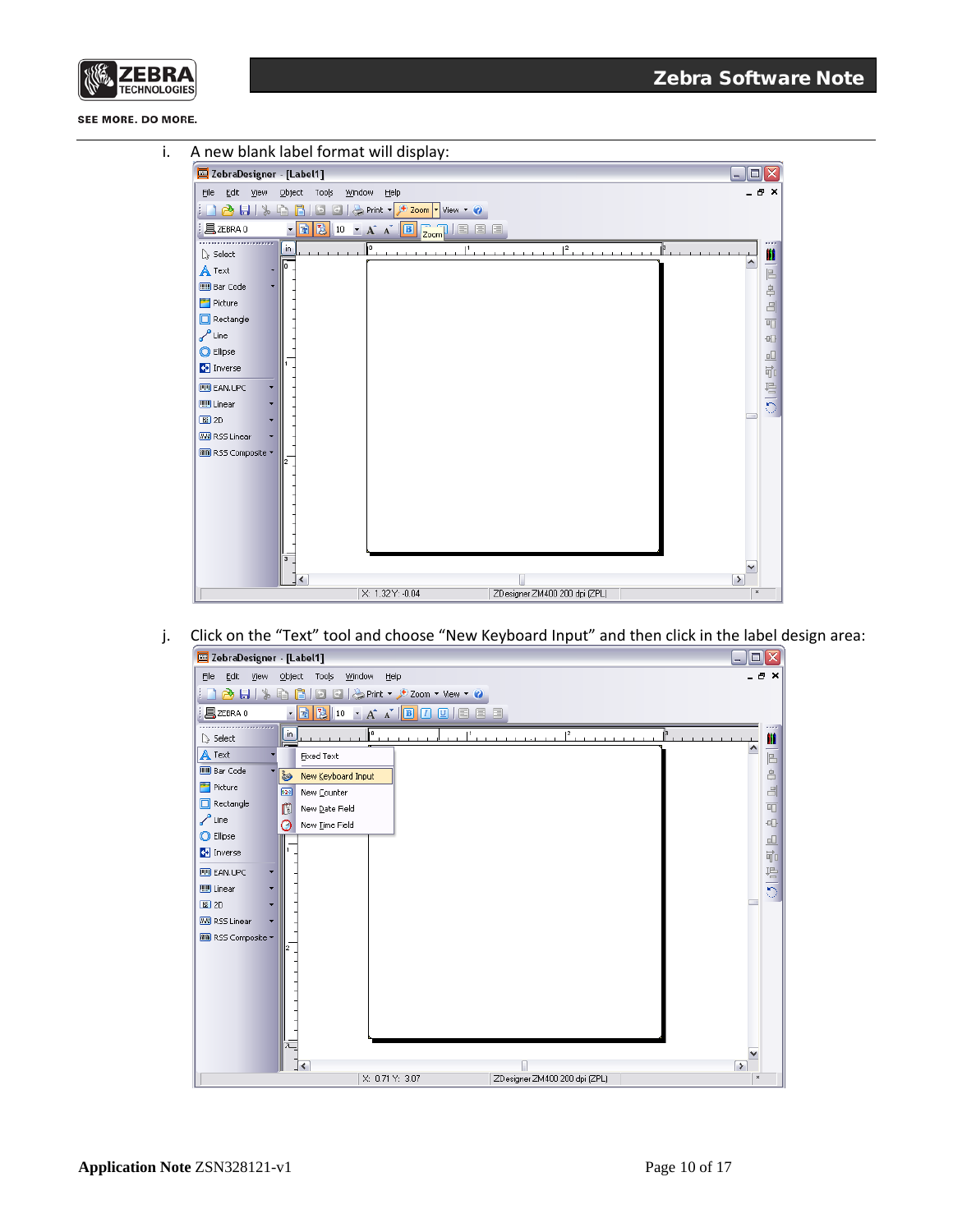i. A new blank label format will display:

j. Click on the "Text" tool and choose "New Keyboard Input" and then click in the label design area: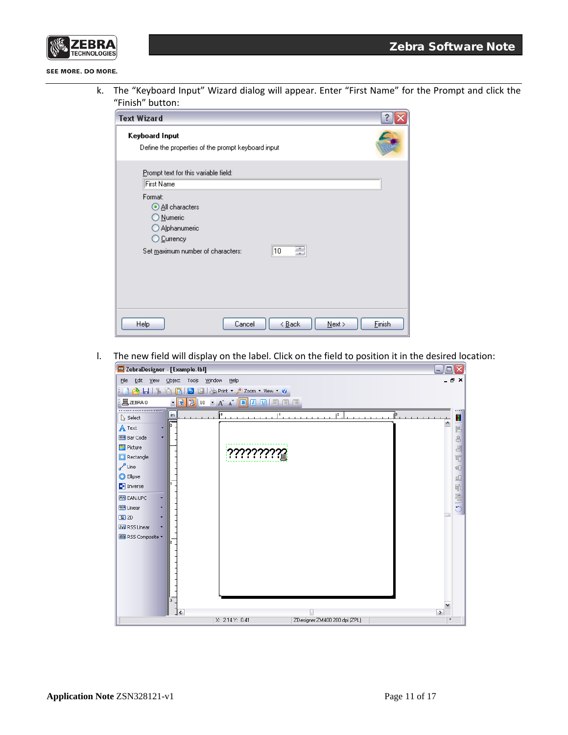k. The "Keyboard Input" Wizard dialog will appear. Enter "First Name" for the Prompt and click the "Finish" button:

l. The new field will display on the label. Click on the field to position it in the desired location: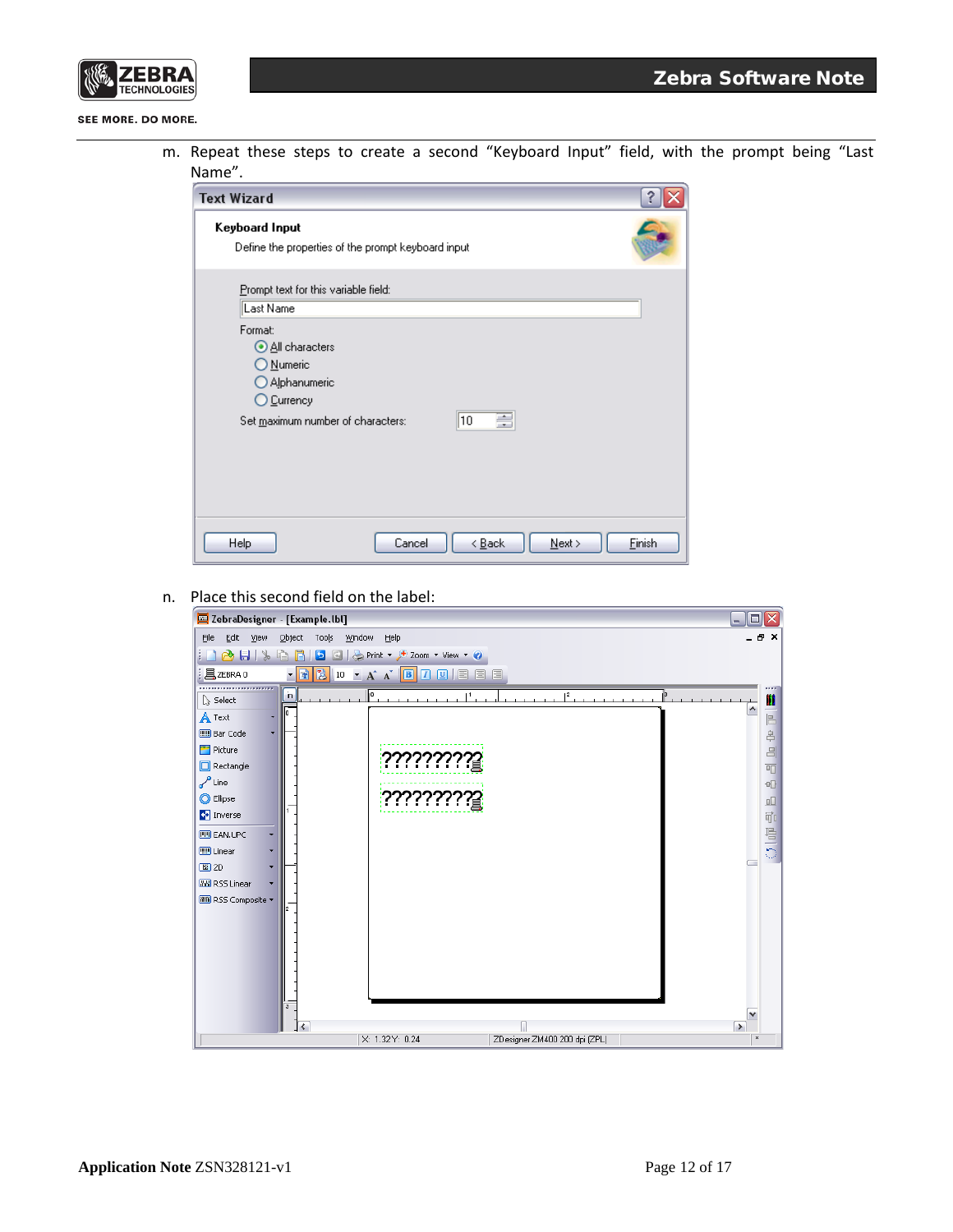m. Repeat these steps to create a second "Keyboard Input" field, with the prompt being "Last Name".

n. Place this second field on the label: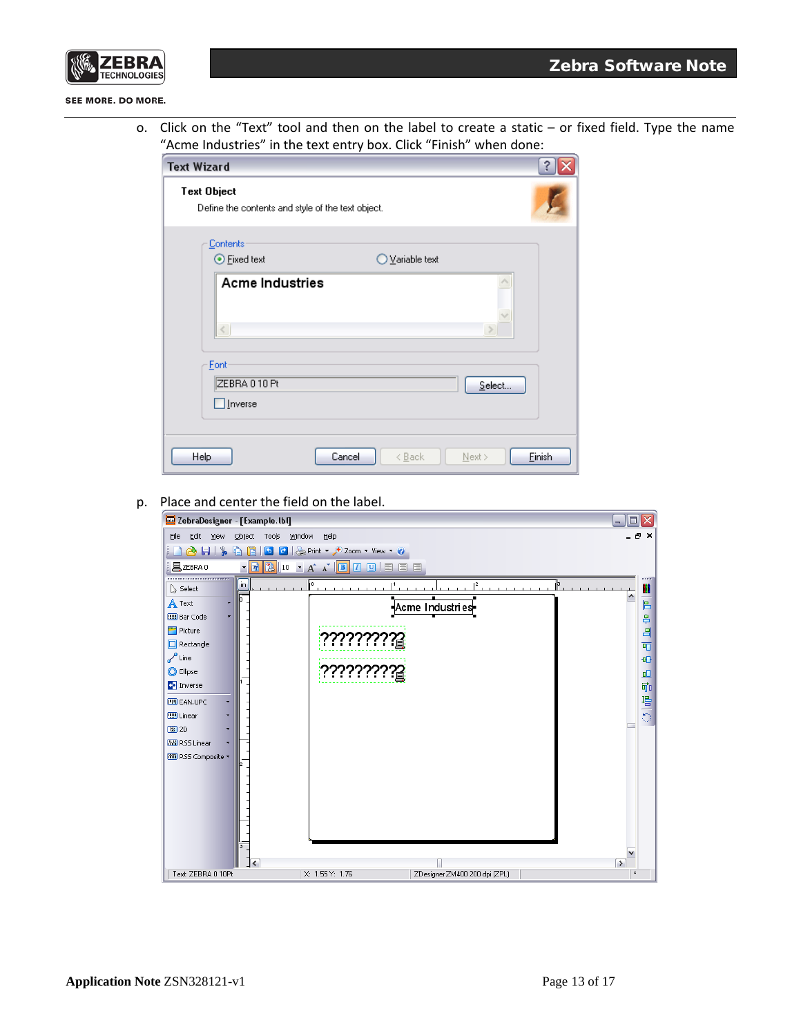o. Click on the “Text” tool and then on the label to create a static – or fixed field. Type the name “Acme Industries” in the text entry box. Click “Finish” when done:

p. Place and center the field on the label.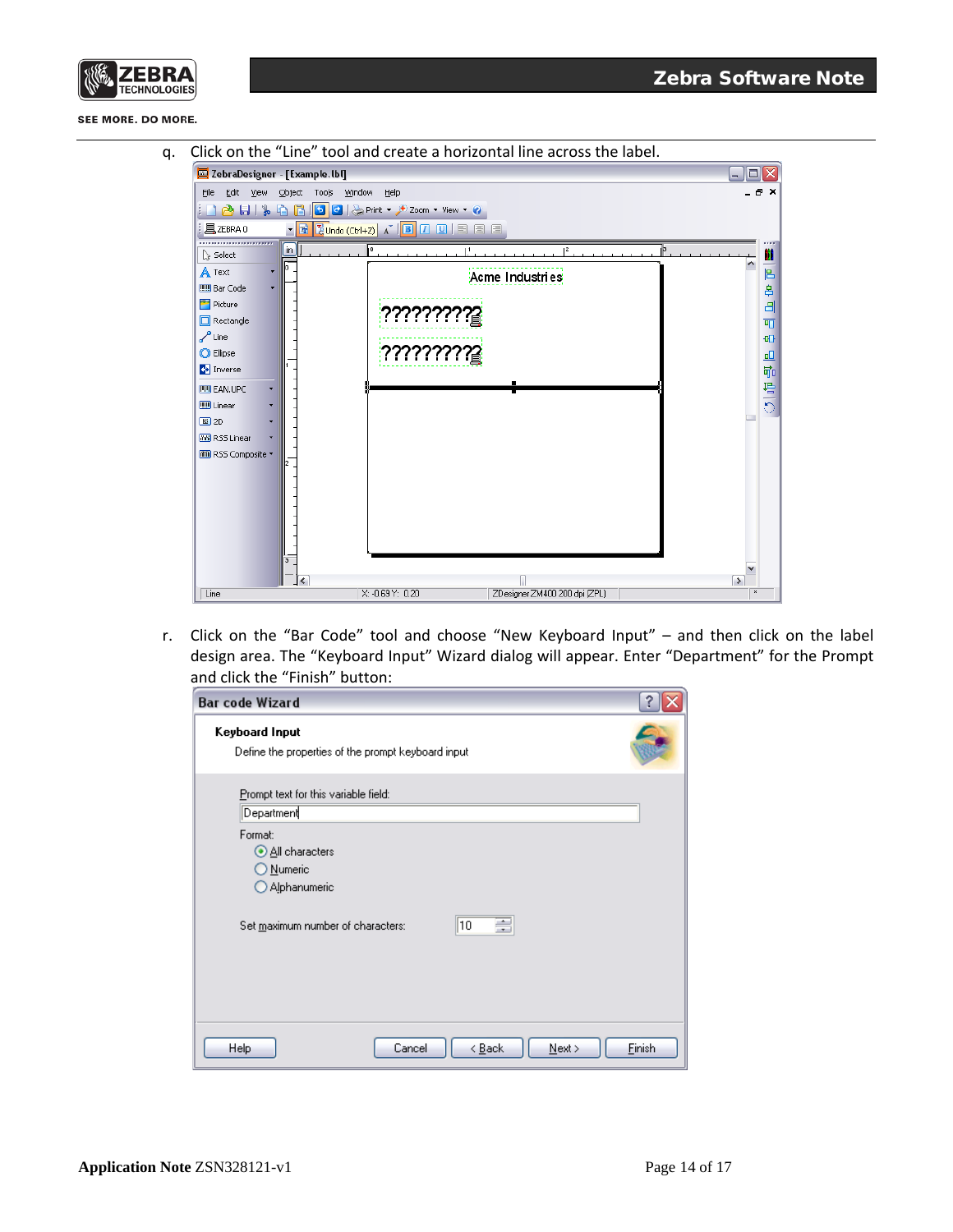q. Click on the "Line" tool and create a horizontal line across the label.

r. Click on the "Bar Code" tool and choose "New Keyboard Input" – and then click on the label design area. The "Keyboard Input" Wizard dialog will appear. Enter "Department" for the Prompt and click the "Finish" button: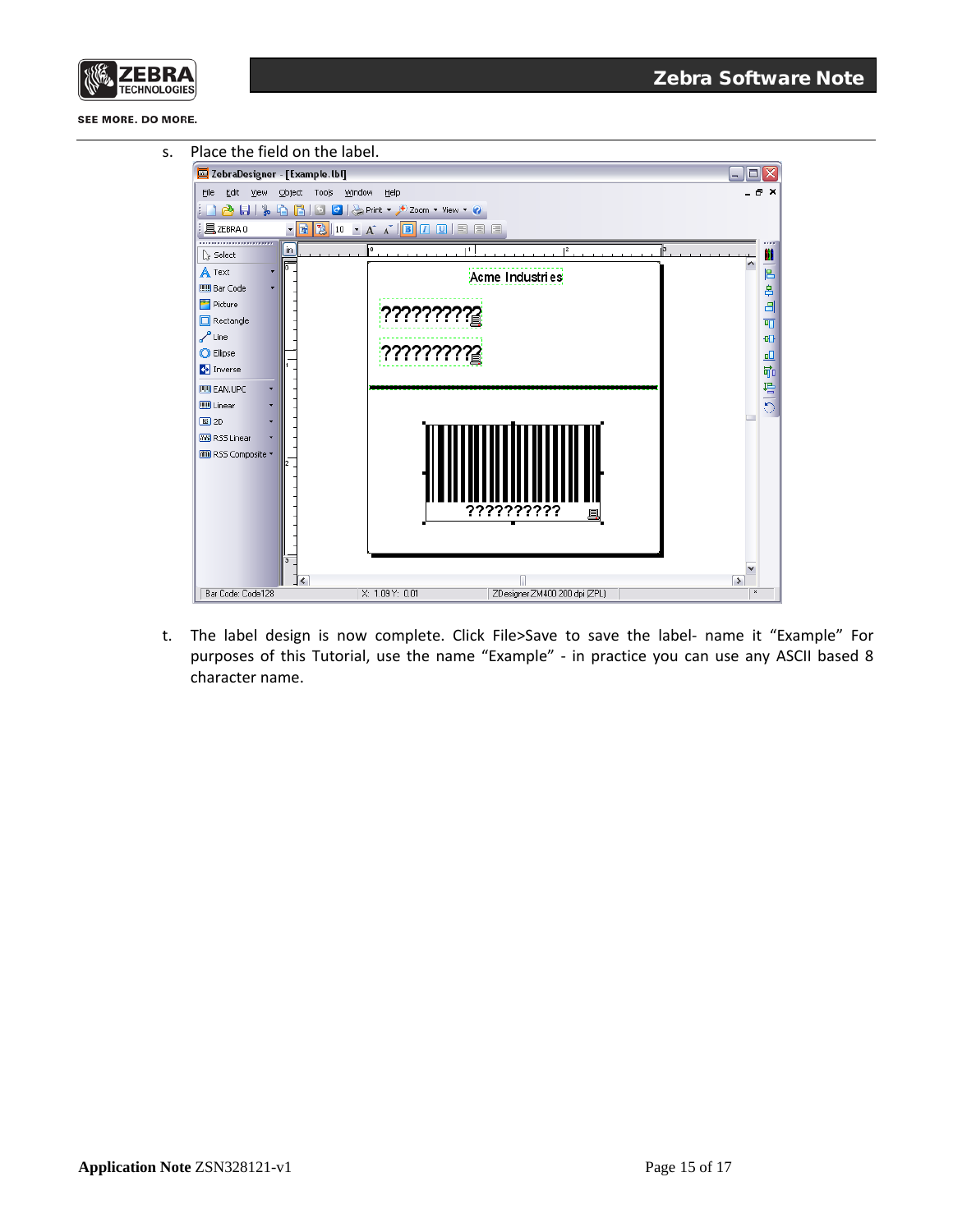s. Place the field on the label.

t. The label design is now complete. Click File>Save to save the label- name it “Example” For purposes of this Tutorial, use the name “Example” - in practice you can use any ASCII based 8 character name.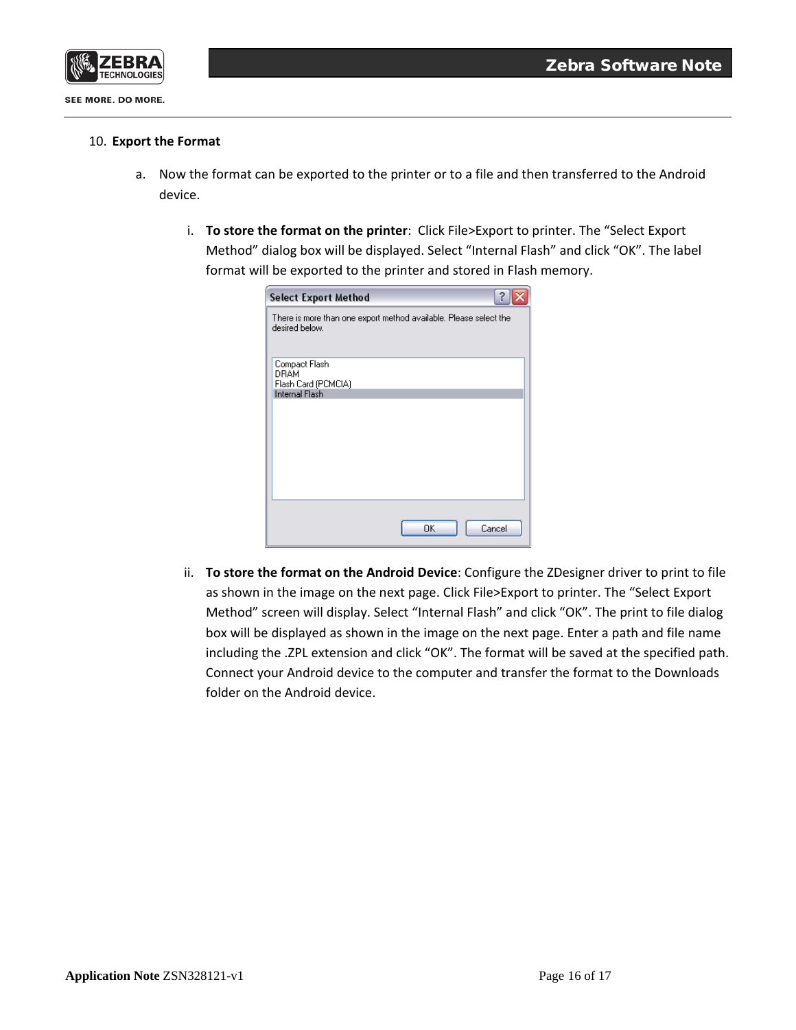10. **Export the Format**

   a. Now the format can be exported to the printer or to a file and then transferred to the Android device.

      i. **To store the format on the printer**: Click File>Export to printer. The “Select Export Method” dialog box will be displayed. Select “Internal Flash” and click “OK”. The label format will be exported to the printer and stored in Flash memory.

      ii. **To store the format on the Android Device**: Configure the ZDesigner driver to print to file as shown in the image on the next page. Click File>Export to printer. The “Select Export Method” screen will display. Select “Internal Flash” and click “OK”. The print to file dialog box will be displayed as shown in the image on the next page. Enter a path and file name including the .ZPL extension and click “OK”. The format will be saved at the specified path. Connect your Android device to the computer and transfer the format to the Downloads folder on the Android device.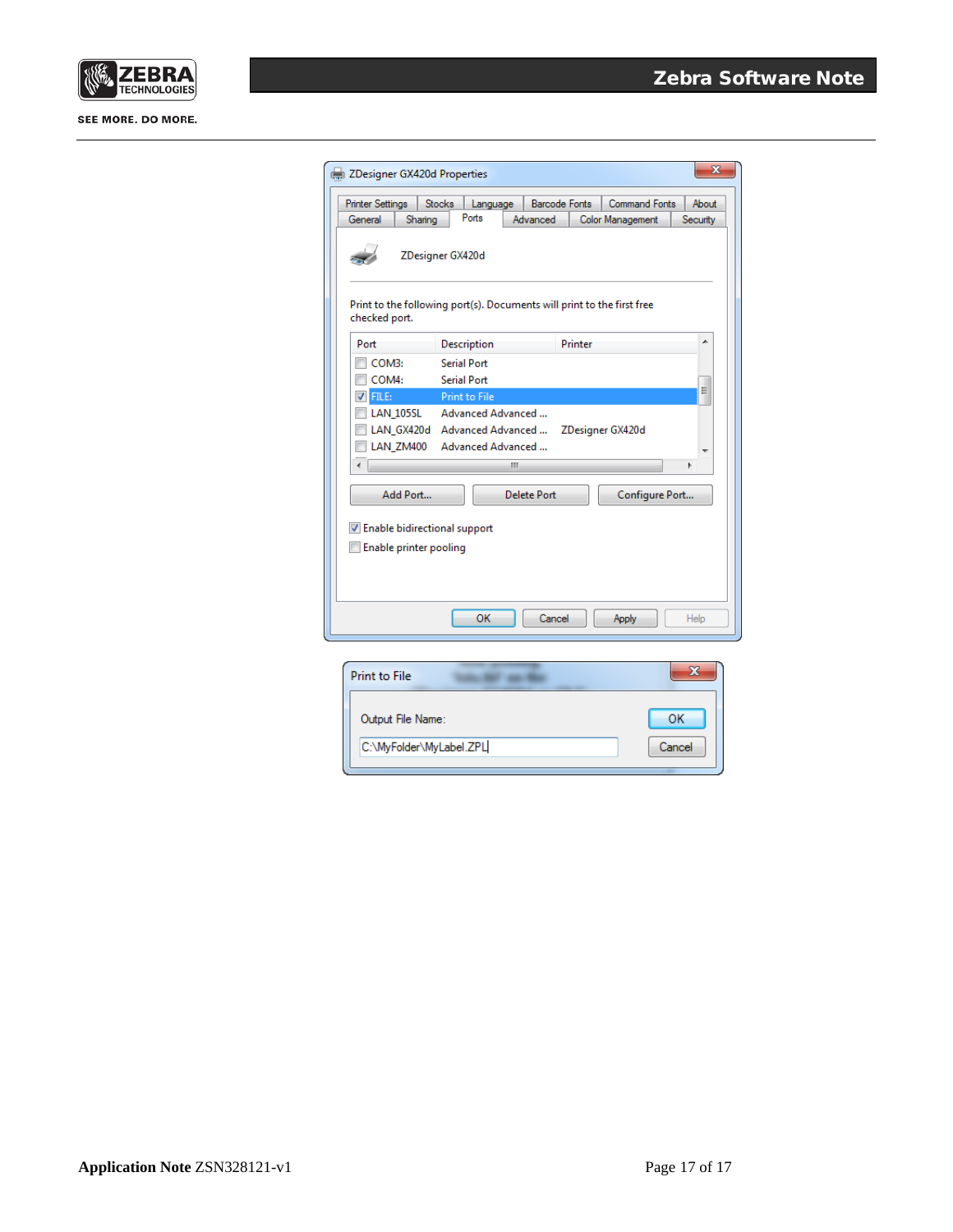ZDesigner GX420d Properties

Printer Settings | Stocks | Language | Barcode Fonts | Command Fonts | About

General | Sharing | Ports | Advanced | Color Management | Security

ZDesigner GX420d

Print to the following port(s). Documents will print to the first free checked port.

| Port | Description | Printer |
|---|---|---|
| COM3: | Serial Port | |
| COM4: | Serial Port | |
| FILE: | Print to File | |
| LAN_105SL | Advanced Advanced ... | |
| LAN_GX420d | Advanced Advanced ... | ZDesigner GX420d |
| LAN_ZM400 | Advanced Advanced ... | |

Add Port... | Delete Port | Configure Port...

Enable bidirectional support

Enable printer pooling

OK | Cancel | Apply | Help

Print to File

Output File Name:

C:\MyFolder\MyLabel.ZPL

OK | Cancel